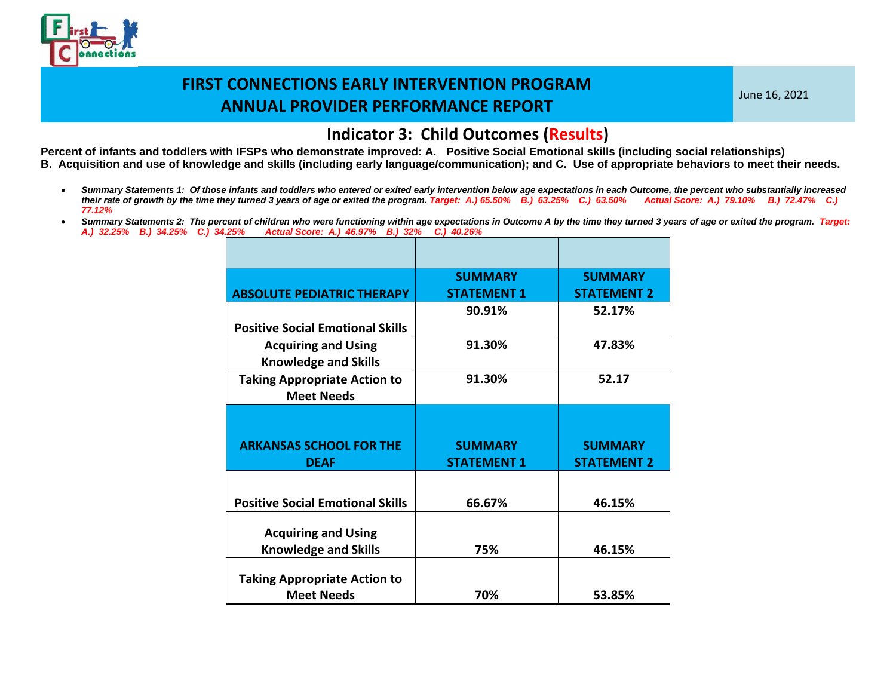# FIRST CONNECTIONS EARLY INTERVENTION PROGRAM
# ANNUAL PROVIDER PERFORMANCE REPORT

June 16, 2021

## Indicator 3: Child Outcomes (Results)

**Percent of infants and toddlers with IFSPs who demonstrate improved: A. Positive Social Emotional skills (including social relationships) B. Acquisition and use of knowledge and skills (including early language/communication); and C. Use of appropriate behaviors to meet their needs.**

- ***Summary Statements 1: Of those infants and toddlers who entered or exited early intervention below age expectations in each Outcome, the percent who substantially increased their rate of growth by the time they turned 3 years of age or exited the program.*** ***Target: A.) 65.50% B.) 63.25% C.) 63.50% Actual Score: A.) 79.10% B.) 72.47% C.) 77.12%***
- ***Summary Statements 2: The percent of children who were functioning within age expectations in Outcome A by the time they turned 3 years of age or exited the program.*** ***Target: A.) 32.25% B.) 34.25% C.) 34.25% Actual Score: A.) 46.97% B.) 32% C.) 40.26%***

| ABSOLUTE PEDIATRIC THERAPY | SUMMARY STATEMENT 1 | SUMMARY STATEMENT 2 |
|---|---|---|
| Positive Social Emotional Skills | 90.91% | 52.17% |
| Acquiring and Using Knowledge and Skills | 91.30% | 47.83% |
| Taking Appropriate Action to Meet Needs | 91.30% | 52.17 |

| ARKANSAS SCHOOL FOR THE DEAF | SUMMARY STATEMENT 1 | SUMMARY STATEMENT 2 |
|---|---|---|
| Positive Social Emotional Skills | 66.67% | 46.15% |
| Acquiring and Using Knowledge and Skills | 75% | 46.15% |
| Taking Appropriate Action to Meet Needs | 70% | 53.85% |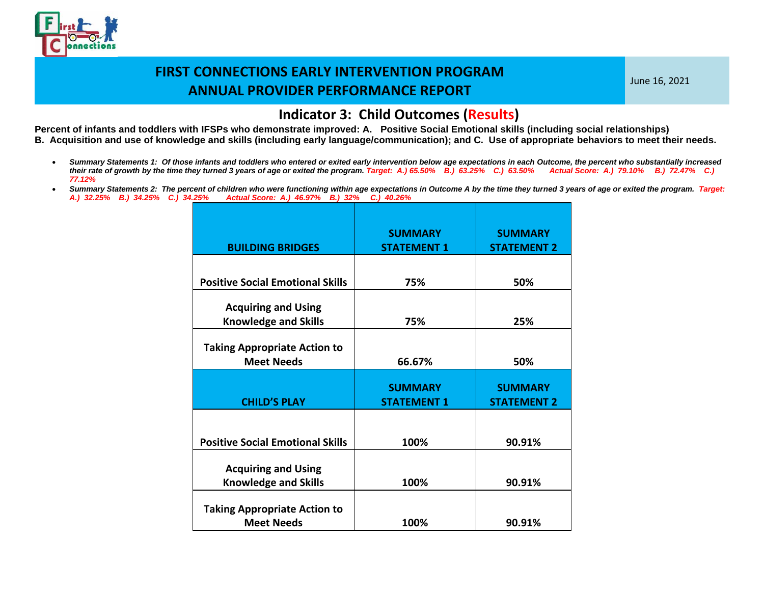# FIRST CONNECTIONS EARLY INTERVENTION PROGRAM
# ANNUAL PROVIDER PERFORMANCE REPORT

June 16, 2021

## Indicator 3: Child Outcomes (Results)

**Percent of infants and toddlers with IFSPs who demonstrate improved: A. Positive Social Emotional skills (including social relationships) B. Acquisition and use of knowledge and skills (including early language/communication); and C. Use of appropriate behaviors to meet their needs.**

- ***Summary Statements 1: Of those infants and toddlers who entered or exited early intervention below age expectations in each Outcome, the percent who substantially increased their rate of growth by the time they turned 3 years of age or exited the program. Target: A.) 65.50% B.) 63.25% C.) 63.50% Actual Score: A.) 79.10% B.) 72.47% C.) 77.12%***
- ***Summary Statements 2: The percent of children who were functioning within age expectations in Outcome A by the time they turned 3 years of age or exited the program. Target: A.) 32.25% B.) 34.25% C.) 34.25% Actual Score: A.) 46.97% B.) 32% C.) 40.26%***

| BUILDING BRIDGES | SUMMARY STATEMENT 1 | SUMMARY STATEMENT 2 |
|---|---|---|
| Positive Social Emotional Skills | 75% | 50% |
| Acquiring and Using Knowledge and Skills | 75% | 25% |
| Taking Appropriate Action to Meet Needs | 66.67% | 50% |
| **CHILD'S PLAY** | **SUMMARY STATEMENT 1** | **SUMMARY STATEMENT 2** |
| Positive Social Emotional Skills | 100% | 90.91% |
| Acquiring and Using Knowledge and Skills | 100% | 90.91% |
| Taking Appropriate Action to Meet Needs | 100% | 90.91% |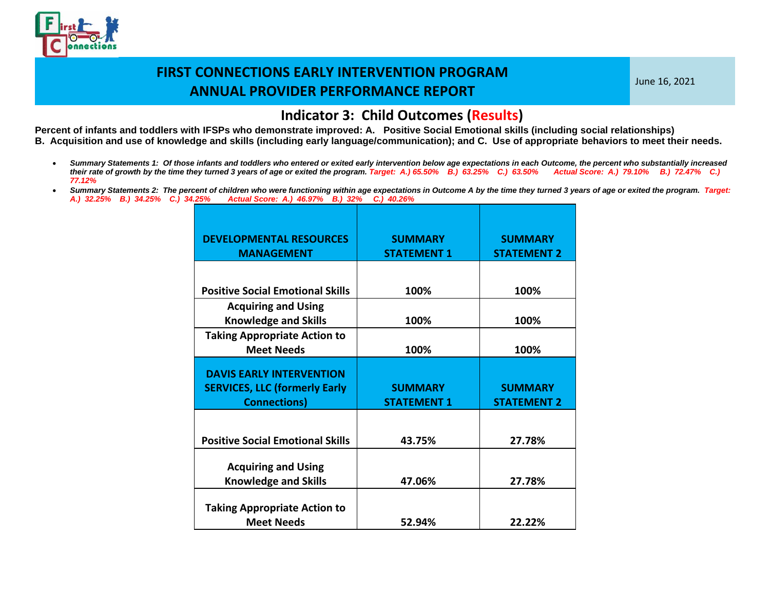# FIRST CONNECTIONS EARLY INTERVENTION PROGRAM
## ANNUAL PROVIDER PERFORMANCE REPORT

June 16, 2021

### Indicator 3: Child Outcomes (Results)

**Percent of infants and toddlers with IFSPs who demonstrate improved: A. Positive Social Emotional skills (including social relationships) B. Acquisition and use of knowledge and skills (including early language/communication); and C. Use of appropriate behaviors to meet their needs.**

- ***Summary Statements 1: Of those infants and toddlers who entered or exited early intervention below age expectations in each Outcome, the percent who substantially increased their rate of growth by the time they turned 3 years of age or exited the program. Target: A.) 65.50% B.) 63.25% C.) 63.50% Actual Score: A.) 79.10% B.) 72.47% C.) 77.12%***
- ***Summary Statements 2: The percent of children who were functioning within age expectations in Outcome A by the time they turned 3 years of age or exited the program. Target: A.) 32.25% B.) 34.25% C.) 34.25% Actual Score: A.) 46.97% B.) 32% C.) 40.26%***

| DEVELOPMENTAL RESOURCES MANAGEMENT | SUMMARY STATEMENT 1 | SUMMARY STATEMENT 2 |
|---|---|---|
| Positive Social Emotional Skills | 100% | 100% |
| Acquiring and Using Knowledge and Skills | 100% | 100% |
| Taking Appropriate Action to Meet Needs | 100% | 100% |
| **DAVIS EARLY INTERVENTION SERVICES, LLC (formerly Early Connections)** | **SUMMARY STATEMENT 1** | **SUMMARY STATEMENT 2** |
| Positive Social Emotional Skills | 43.75% | 27.78% |
| Acquiring and Using Knowledge and Skills | 47.06% | 27.78% |
| Taking Appropriate Action to Meet Needs | 52.94% | 22.22% |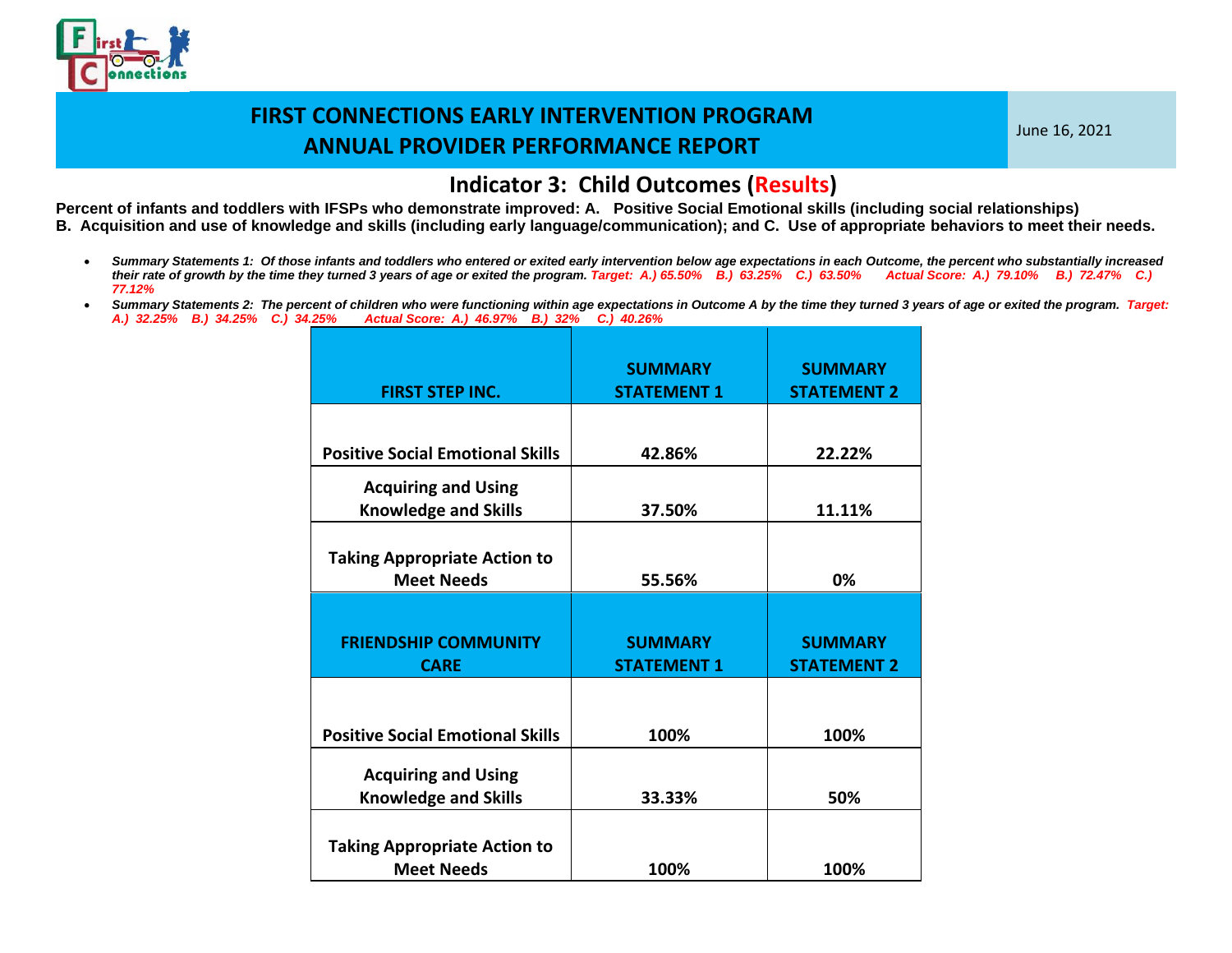# FIRST CONNECTIONS EARLY INTERVENTION PROGRAM
# ANNUAL PROVIDER PERFORMANCE REPORT

June 16, 2021

## Indicator 3: Child Outcomes (Results)

**Percent of infants and toddlers with IFSPs who demonstrate improved: A. Positive Social Emotional skills (including social relationships) B. Acquisition and use of knowledge and skills (including early language/communication); and C. Use of appropriate behaviors to meet their needs.**

- *Summary Statements 1: Of those infants and toddlers who entered or exited early intervention below age expectations in each Outcome, the percent who substantially increased their rate of growth by the time they turned 3 years of age or exited the program. Target: A.) 65.50% B.) 63.25% C.) 63.50% Actual Score: A.) 79.10% B.) 72.47% C.) 77.12%*
- *Summary Statements 2: The percent of children who were functioning within age expectations in Outcome A by the time they turned 3 years of age or exited the program. Target: A.) 32.25% B.) 34.25% C.) 34.25% Actual Score: A.) 46.97% B.) 32% C.) 40.26%*

| FIRST STEP INC. | SUMMARY STATEMENT 1 | SUMMARY STATEMENT 2 |
|---|---|---|
| Positive Social Emotional Skills | 42.86% | 22.22% |
| Acquiring and Using Knowledge and Skills | 37.50% | 11.11% |
| Taking Appropriate Action to Meet Needs | 55.56% | 0% |

| FRIENDSHIP COMMUNITY CARE | SUMMARY STATEMENT 1 | SUMMARY STATEMENT 2 |
|---|---|---|
| Positive Social Emotional Skills | 100% | 100% |
| Acquiring and Using Knowledge and Skills | 33.33% | 50% |
| Taking Appropriate Action to Meet Needs | 100% | 100% |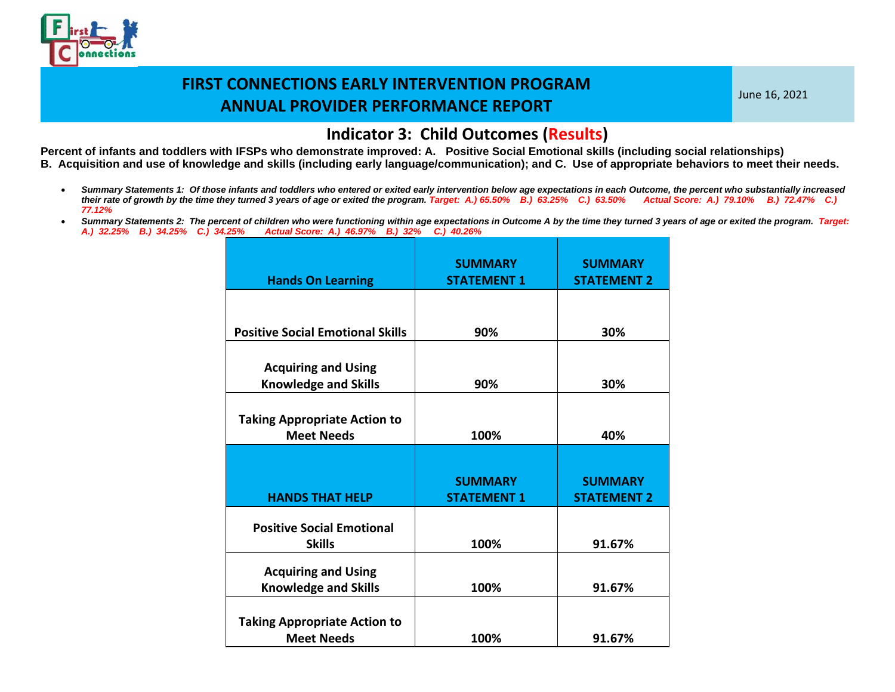# FIRST CONNECTIONS EARLY INTERVENTION PROGRAM
# ANNUAL PROVIDER PERFORMANCE REPORT

June 16, 2021

## Indicator 3: Child Outcomes (Results)

**Percent of infants and toddlers with IFSPs who demonstrate improved: A. Positive Social Emotional skills (including social relationships) B. Acquisition and use of knowledge and skills (including early language/communication); and C. Use of appropriate behaviors to meet their needs.**

- ***Summary Statements 1: Of those infants and toddlers who entered or exited early intervention below age expectations in each Outcome, the percent who substantially increased their rate of growth by the time they turned 3 years of age or exited the program. Target: A.) 65.50% B.) 63.25% C.) 63.50% Actual Score: A.) 79.10% B.) 72.47% C.) 77.12%***
- ***Summary Statements 2: The percent of children who were functioning within age expectations in Outcome A by the time they turned 3 years of age or exited the program. Target: A.) 32.25% B.) 34.25% C.) 34.25% Actual Score: A.) 46.97% B.) 32% C.) 40.26%***

| Hands On Learning | SUMMARY STATEMENT 1 | SUMMARY STATEMENT 2 |
|---|---|---|
| Positive Social Emotional Skills | 90% | 30% |
| Acquiring and Using Knowledge and Skills | 90% | 30% |
| Taking Appropriate Action to Meet Needs | 100% | 40% |

| HANDS THAT HELP | SUMMARY STATEMENT 1 | SUMMARY STATEMENT 2 |
|---|---|---|
| Positive Social Emotional Skills | 100% | 91.67% |
| Acquiring and Using Knowledge and Skills | 100% | 91.67% |
| Taking Appropriate Action to Meet Needs | 100% | 91.67% |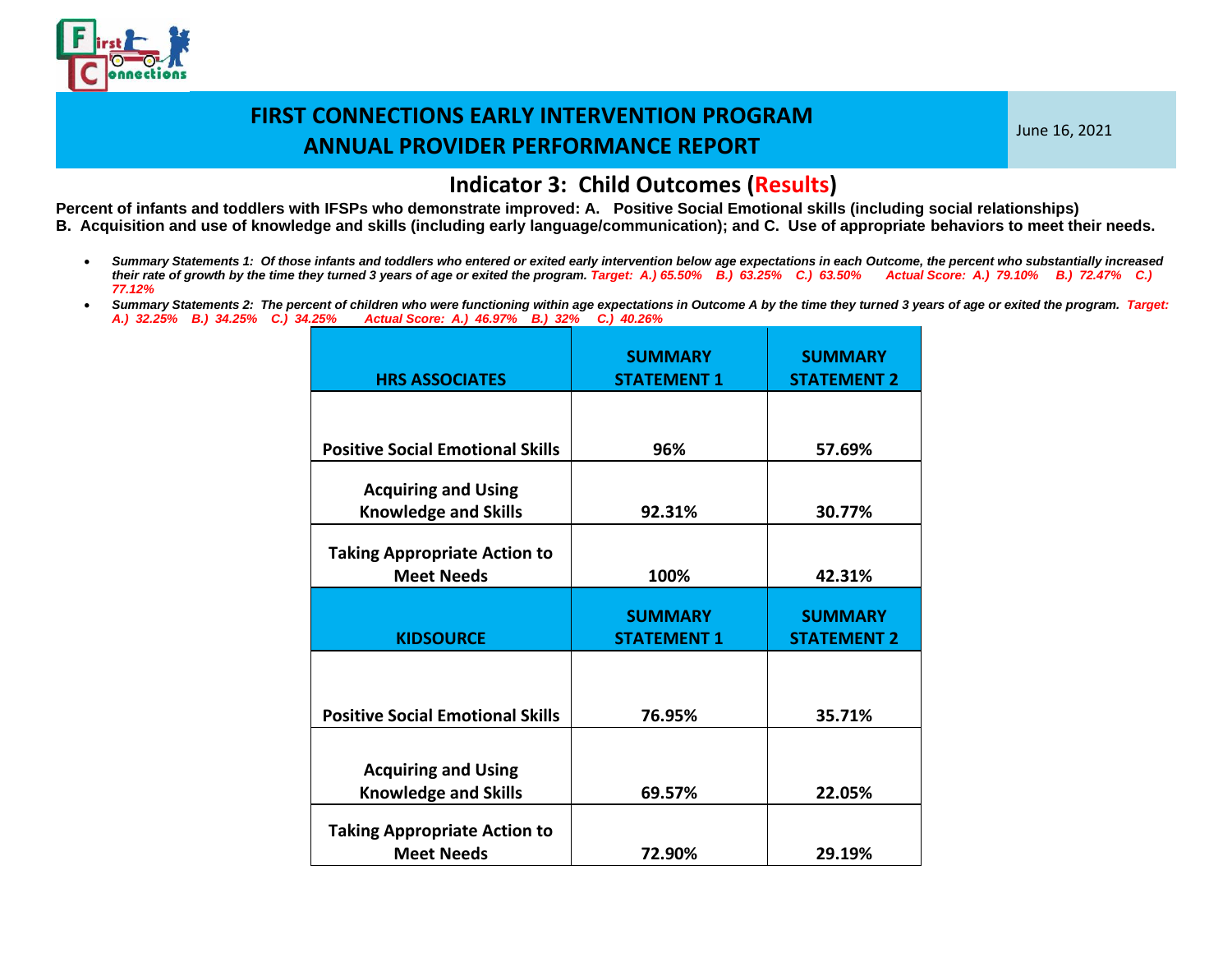# FIRST CONNECTIONS EARLY INTERVENTION PROGRAM
# ANNUAL PROVIDER PERFORMANCE REPORT

June 16, 2021

## Indicator 3: Child Outcomes (Results)

**Percent of infants and toddlers with IFSPs who demonstrate improved: A. Positive Social Emotional skills (including social relationships) B. Acquisition and use of knowledge and skills (including early language/communication); and C. Use of appropriate behaviors to meet their needs.**

- ***Summary Statements 1:** Of those infants and toddlers who entered or exited early intervention below age expectations in each Outcome, the percent who substantially increased their rate of growth by the time they turned 3 years of age or exited the program. Target: A.) 65.50% B.) 63.25% C.) 63.50% Actual Score: A.) 79.10% B.) 72.47% C.) 77.12%*
- ***Summary Statements 2:** The percent of children who were functioning within age expectations in Outcome A by the time they turned 3 years of age or exited the program. Target: A.) 32.25% B.) 34.25% C.) 34.25% Actual Score: A.) 46.97% B.) 32% C.) 40.26%*

| HRS ASSOCIATES | SUMMARY STATEMENT 1 | SUMMARY STATEMENT 2 |
|---|---|---|
| Positive Social Emotional Skills | 96% | 57.69% |
| Acquiring and Using Knowledge and Skills | 92.31% | 30.77% |
| Taking Appropriate Action to Meet Needs | 100% | 42.31% |
| **KIDSOURCE** | **SUMMARY STATEMENT 1** | **SUMMARY STATEMENT 2** |
| Positive Social Emotional Skills | 76.95% | 35.71% |
| Acquiring and Using Knowledge and Skills | 69.57% | 22.05% |
| Taking Appropriate Action to Meet Needs | 72.90% | 29.19% |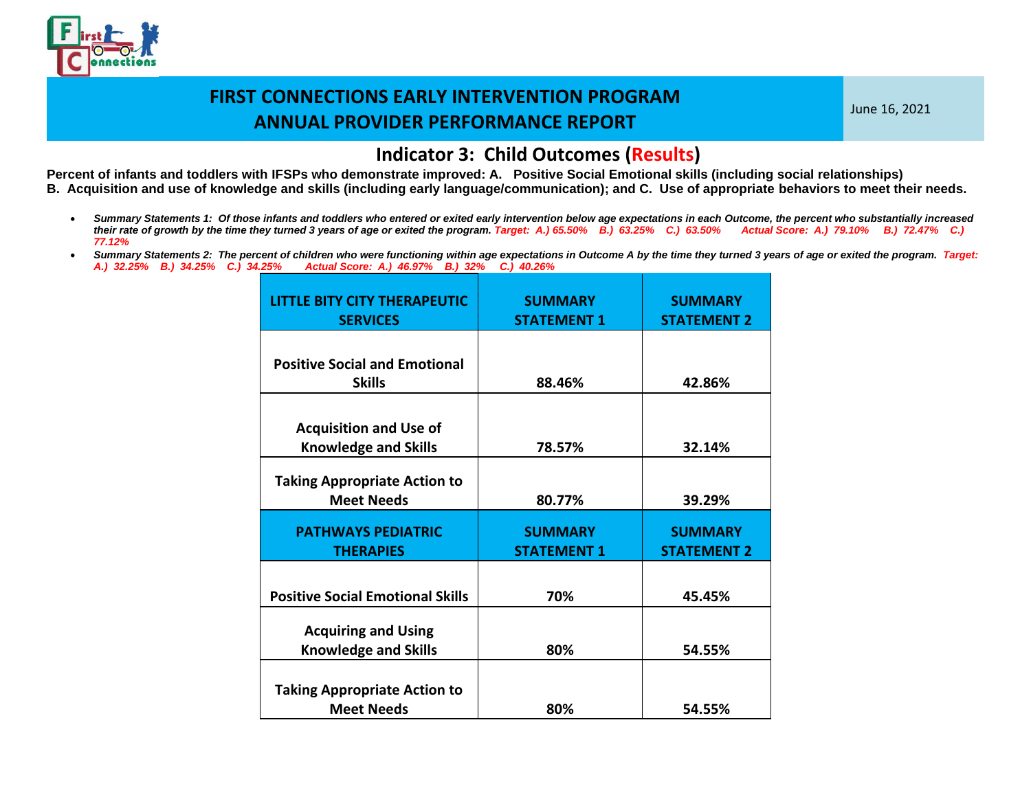# FIRST CONNECTIONS EARLY INTERVENTION PROGRAM
# ANNUAL PROVIDER PERFORMANCE REPORT

June 16, 2021

## Indicator 3: Child Outcomes (Results)

**Percent of infants and toddlers with IFSPs who demonstrate improved: A. Positive Social Emotional skills (including social relationships) B. Acquisition and use of knowledge and skills (including early language/communication); and C. Use of appropriate behaviors to meet their needs.**

- ***Summary Statements 1:** Of those infants and toddlers who entered or exited early intervention below age expectations in each Outcome, the percent who substantially increased their rate of growth by the time they turned 3 years of age or exited the program. Target: A.) 65.50% B.) 63.25% C.) 63.50% Actual Score: A.) 79.10% B.) 72.47% C.) 77.12%*
- ***Summary Statements 2:** The percent of children who were functioning within age expectations in Outcome A by the time they turned 3 years of age or exited the program. Target: A.) 32.25% B.) 34.25% C.) 34.25% Actual Score: A.) 46.97% B.) 32% C.) 40.26%*

| LITTLE BITY CITY THERAPEUTIC SERVICES | SUMMARY STATEMENT 1 | SUMMARY STATEMENT 2 |
|---|---|---|
| Positive Social and Emotional Skills | 88.46% | 42.86% |
| Acquisition and Use of Knowledge and Skills | 78.57% | 32.14% |
| Taking Appropriate Action to Meet Needs | 80.77% | 39.29% |
| **PATHWAYS PEDIATRIC THERAPIES** | **SUMMARY STATEMENT 1** | **SUMMARY STATEMENT 2** |
| Positive Social Emotional Skills | 70% | 45.45% |
| Acquiring and Using Knowledge and Skills | 80% | 54.55% |
| Taking Appropriate Action to Meet Needs | 80% | 54.55% |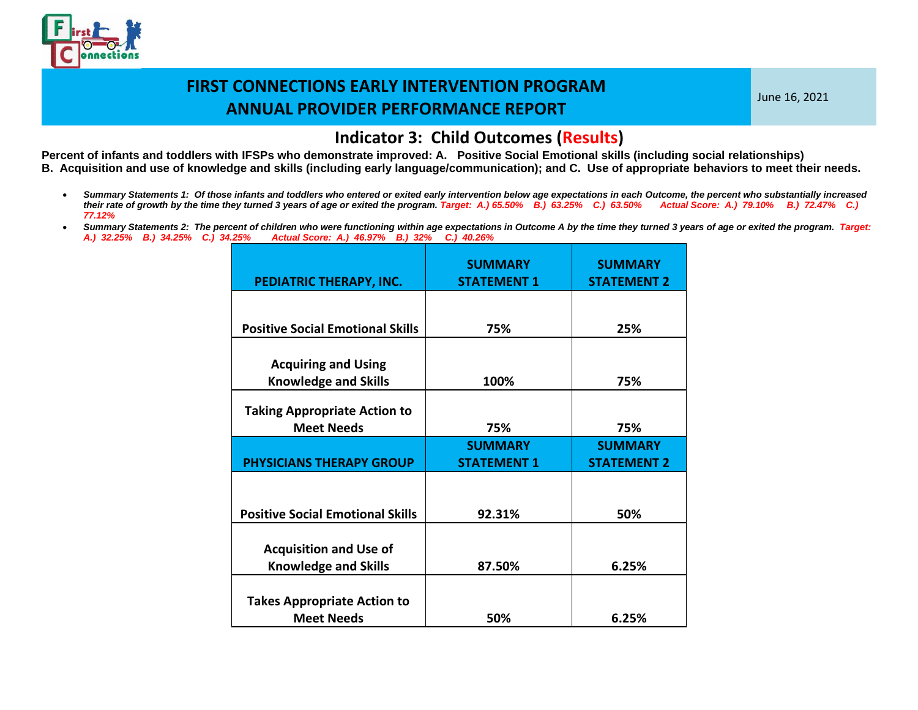# FIRST CONNECTIONS EARLY INTERVENTION PROGRAM
# ANNUAL PROVIDER PERFORMANCE REPORT

June 16, 2021

## Indicator 3: Child Outcomes (Results)

**Percent of infants and toddlers with IFSPs who demonstrate improved: A. Positive Social Emotional skills (including social relationships) B. Acquisition and use of knowledge and skills (including early language/communication); and C. Use of appropriate behaviors to meet their needs.**

- ***Summary Statements 1: Of those infants and toddlers who entered or exited early intervention below age expectations in each Outcome, the percent who substantially increased their rate of growth by the time they turned 3 years of age or exited the program. Target: A.) 65.50% B.) 63.25% C.) 63.50% Actual Score: A.) 79.10% B.) 72.47% C.) 77.12%***
- ***Summary Statements 2: The percent of children who were functioning within age expectations in Outcome A by the time they turned 3 years of age or exited the program. Target: A.) 32.25% B.) 34.25% C.) 34.25% Actual Score: A.) 46.97% B.) 32% C.) 40.26%***

| PEDIATRIC THERAPY, INC. | SUMMARY STATEMENT 1 | SUMMARY STATEMENT 2 |
|---|---|---|
| Positive Social Emotional Skills | 75% | 25% |
| Acquiring and Using Knowledge and Skills | 100% | 75% |
| Taking Appropriate Action to Meet Needs | 75% | 75% |
| **PHYSICIANS THERAPY GROUP** | **SUMMARY STATEMENT 1** | **SUMMARY STATEMENT 2** |
| Positive Social Emotional Skills | 92.31% | 50% |
| Acquisition and Use of Knowledge and Skills | 87.50% | 6.25% |
| Takes Appropriate Action to Meet Needs | 50% | 6.25% |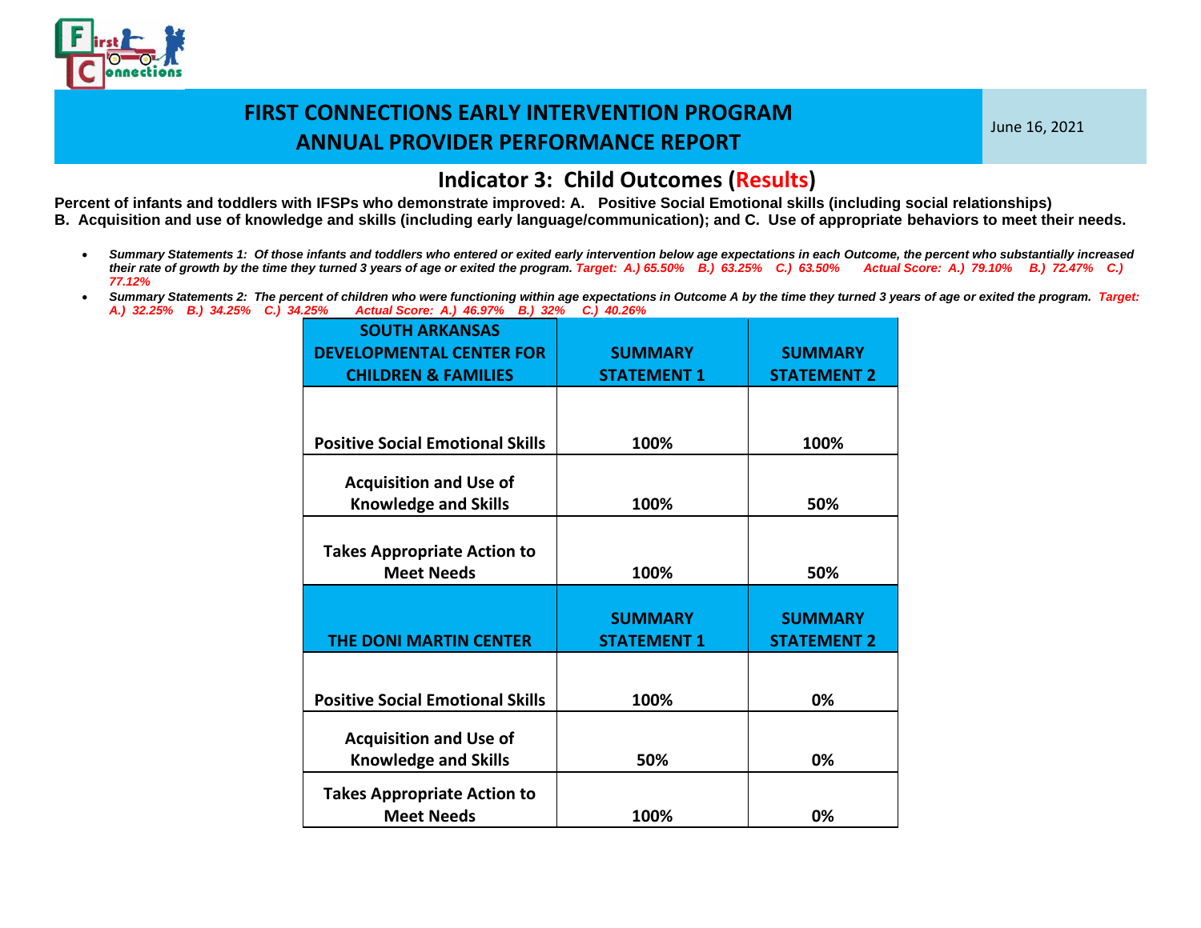# FIRST CONNECTIONS EARLY INTERVENTION PROGRAM
# ANNUAL PROVIDER PERFORMANCE REPORT

June 16, 2021

## Indicator 3: Child Outcomes (Results)

**Percent of infants and toddlers with IFSPs who demonstrate improved: A. Positive Social Emotional skills (including social relationships) B. Acquisition and use of knowledge and skills (including early language/communication); and C. Use of appropriate behaviors to meet their needs.**

- ***Summary Statements 1: Of those infants and toddlers who entered or exited early intervention below age expectations in each Outcome, the percent who substantially increased their rate of growth by the time they turned 3 years of age or exited the program. Target: A.) 65.50% B.) 63.25% C.) 63.50% Actual Score: A.) 79.10% B.) 72.47% C.) 77.12%***
- ***Summary Statements 2: The percent of children who were functioning within age expectations in Outcome A by the time they turned 3 years of age or exited the program. Target: A.) 32.25% B.) 34.25% C.) 34.25% Actual Score: A.) 46.97% B.) 32% C.) 40.26%***

| SOUTH ARKANSAS DEVELOPMENTAL CENTER FOR CHILDREN & FAMILIES | SUMMARY STATEMENT 1 | SUMMARY STATEMENT 2 |
|---|---|---|
| Positive Social Emotional Skills | 100% | 100% |
| Acquisition and Use of Knowledge and Skills | 100% | 50% |
| Takes Appropriate Action to Meet Needs | 100% | 50% |

| THE DONI MARTIN CENTER | SUMMARY STATEMENT 1 | SUMMARY STATEMENT 2 |
|---|---|---|
| Positive Social Emotional Skills | 100% | 0% |
| Acquisition and Use of Knowledge and Skills | 50% | 0% |
| Takes Appropriate Action to Meet Needs | 100% | 0% |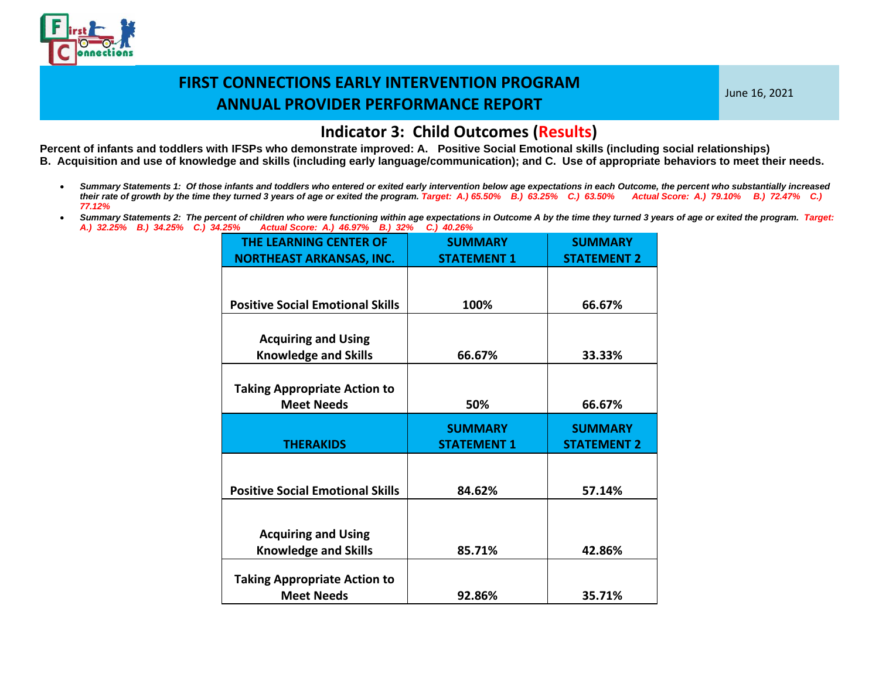# FIRST CONNECTIONS EARLY INTERVENTION PROGRAM
# ANNUAL PROVIDER PERFORMANCE REPORT

June 16, 2021

## Indicator 3: Child Outcomes (Results)

**Percent of infants and toddlers with IFSPs who demonstrate improved: A. Positive Social Emotional skills (including social relationships) B. Acquisition and use of knowledge and skills (including early language/communication); and C. Use of appropriate behaviors to meet their needs.**

- ***Summary Statements 1: Of those infants and toddlers who entered or exited early intervention below age expectations in each Outcome, the percent who substantially increased their rate of growth by the time they turned 3 years of age or exited the program. Target: A.) 65.50% B.) 63.25% C.) 63.50% Actual Score: A.) 79.10% B.) 72.47% C.) 77.12%***
- ***Summary Statements 2: The percent of children who were functioning within age expectations in Outcome A by the time they turned 3 years of age or exited the program. Target: A.) 32.25% B.) 34.25% C.) 34.25% Actual Score: A.) 46.97% B.) 32% C.) 40.26%***

| THE LEARNING CENTER OF NORTHEAST ARKANSAS, INC. | SUMMARY STATEMENT 1 | SUMMARY STATEMENT 2 |
|---|---|---|
| Positive Social Emotional Skills | 100% | 66.67% |
| Acquiring and Using Knowledge and Skills | 66.67% | 33.33% |
| Taking Appropriate Action to Meet Needs | 50% | 66.67% |
| **THERAKIDS** | **SUMMARY STATEMENT 1** | **SUMMARY STATEMENT 2** |
| Positive Social Emotional Skills | 84.62% | 57.14% |
| Acquiring and Using Knowledge and Skills | 85.71% | 42.86% |
| Taking Appropriate Action to Meet Needs | 92.86% | 35.71% |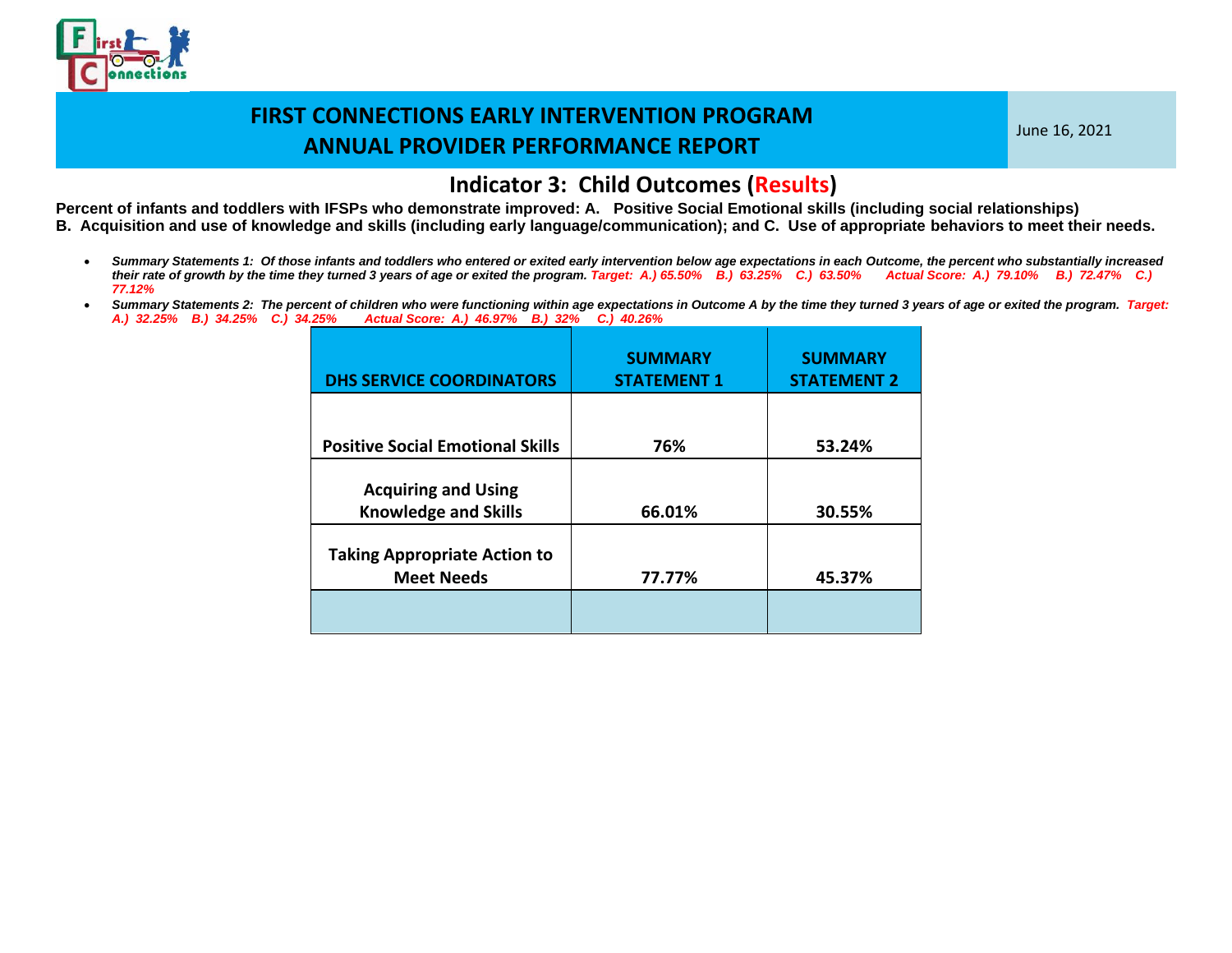# FIRST CONNECTIONS EARLY INTERVENTION PROGRAM
# ANNUAL PROVIDER PERFORMANCE REPORT

June 16, 2021

## Indicator 3: Child Outcomes (Results)

**Percent of infants and toddlers with IFSPs who demonstrate improved: A. Positive Social Emotional skills (including social relationships) B. Acquisition and use of knowledge and skills (including early language/communication); and C. Use of appropriate behaviors to meet their needs.**

- ***Summary Statements 1: Of those infants and toddlers who entered or exited early intervention below age expectations in each Outcome, the percent who substantially increased their rate of growth by the time they turned 3 years of age or exited the program. Target: A.) 65.50% B.) 63.25% C.) 63.50% Actual Score: A.) 79.10% B.) 72.47% C.) 77.12%***
- ***Summary Statements 2: The percent of children who were functioning within age expectations in Outcome A by the time they turned 3 years of age or exited the program. Target: A.) 32.25% B.) 34.25% C.) 34.25% Actual Score: A.) 46.97% B.) 32% C.) 40.26%***

| DHS SERVICE COORDINATORS | SUMMARY STATEMENT 1 | SUMMARY STATEMENT 2 |
|---|---|---|
| Positive Social Emotional Skills | 76% | 53.24% |
| Acquiring and Using Knowledge and Skills | 66.01% | 30.55% |
| Taking Appropriate Action to Meet Needs | 77.77% | 45.37% |
| | | |